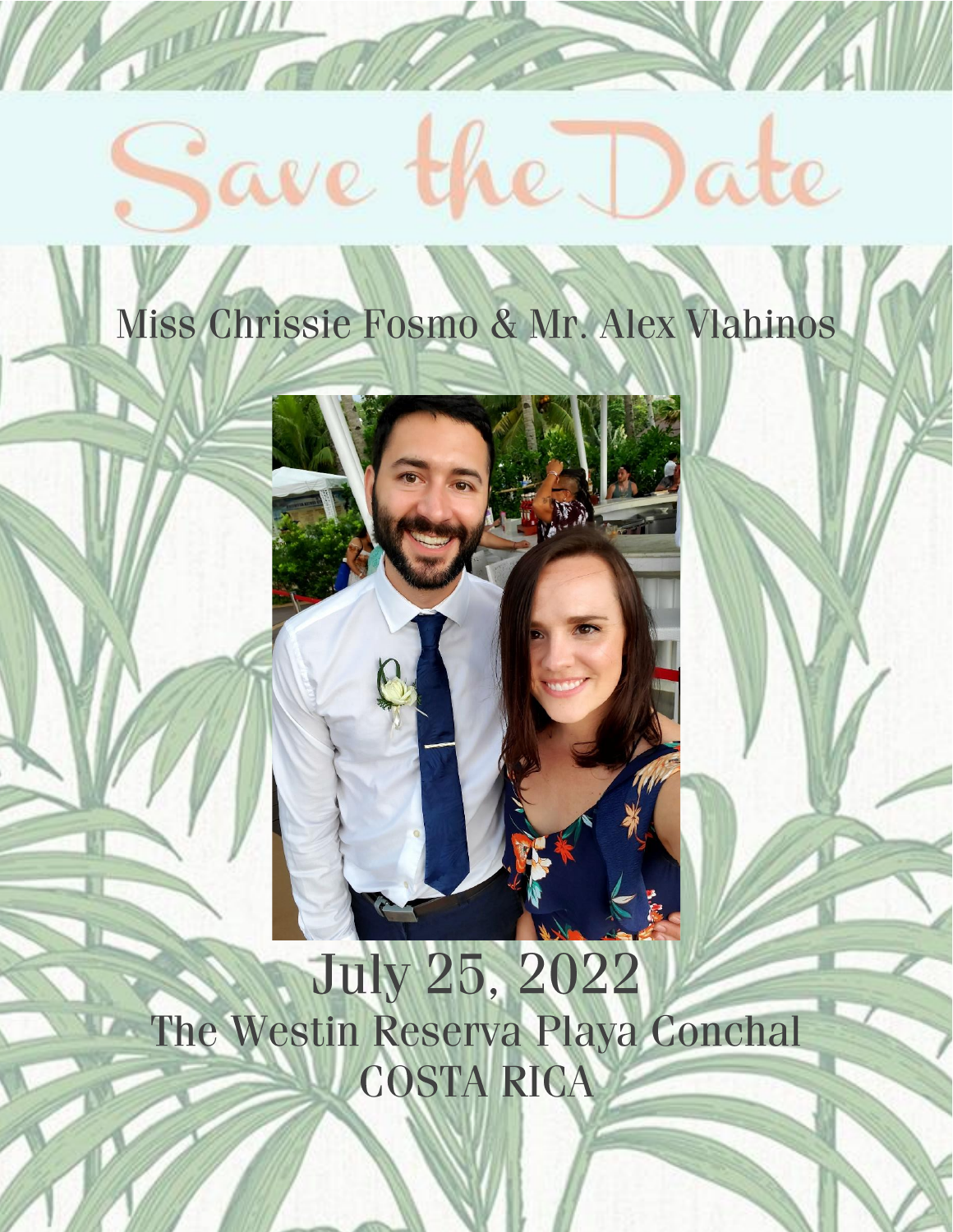# Save the Date

Miss Chrissie Fosmo & Mr. Alex Vlahinos

July 25, 2022

The Westin Reserva Playa Conchal

COSTA RICA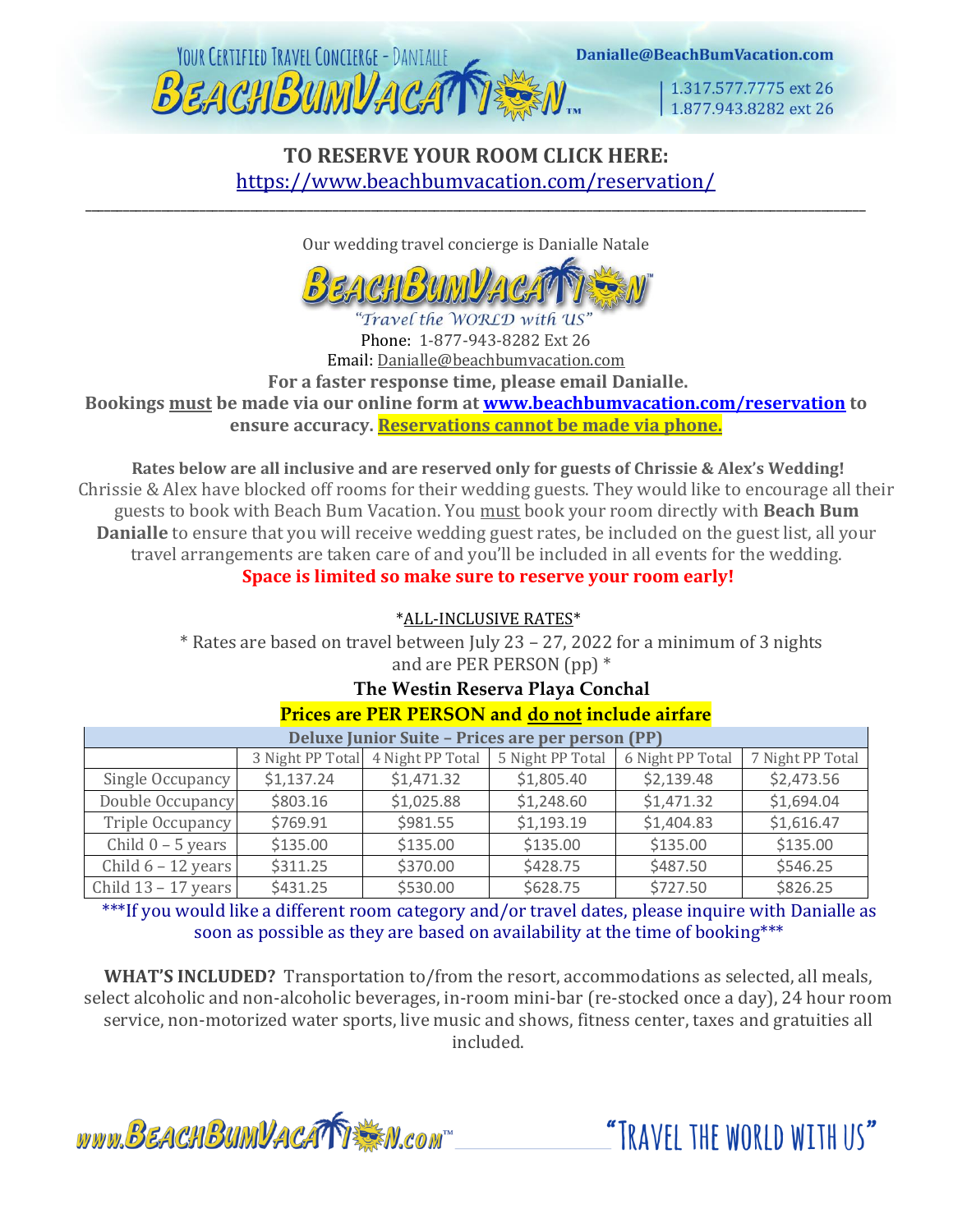**TO RESERVE YOUR ROOM CLICK HERE:**
https://www.beachbumvacation.com/reservation/

---

Our wedding travel concierge is Danialle Natale

"Travel the WORLD with US"

Phone: 1-877-943-8282 Ext 26

Email: Danialle@beachbumvacation.com

**For a faster response time, please email Danialle.**

**Bookings must be made via our online form at www.beachbumvacation.com/reservation to ensure accuracy. Reservations cannot be made via phone.**

**Rates below are all inclusive and are reserved only for guests of Chrissie & Alex's Wedding!** Chrissie & Alex have blocked off rooms for their wedding guests. They would like to encourage all their guests to book with Beach Bum Vacation. You must book your room directly with **Beach Bum Danialle** to ensure that you will receive wedding guest rates, be included on the guest list, all your travel arrangements are taken care of and you'll be included in all events for the wedding.

**Space is limited so make sure to reserve your room early!**

\*ALL-INCLUSIVE RATES\*

\* Rates are based on travel between July 23 – 27, 2022 for a minimum of 3 nights and are PER PERSON (pp) \*

**The Westin Reserva Playa Conchal**

**Prices are PER PERSON and do not include airfare**

| Deluxe Junior Suite – Prices are per person (PP) | | | | | |
|---|---|---|---|---|---|
| | 3 Night PP Total | 4 Night PP Total | 5 Night PP Total | 6 Night PP Total | 7 Night PP Total |
| Single Occupancy | $1,137.24 | $1,471.32 | $1,805.40 | $2,139.48 | $2,473.56 |
| Double Occupancy | $803.16 | $1,025.88 | $1,248.60 | $1,471.32 | $1,694.04 |
| Triple Occupancy | $769.91 | $981.55 | $1,193.19 | $1,404.83 | $1,616.47 |
| Child 0 – 5 years | $135.00 | $135.00 | $135.00 | $135.00 | $135.00 |
| Child 6 – 12 years | $311.25 | $370.00 | $428.75 | $487.50 | $546.25 |
| Child 13 – 17 years | $431.25 | $530.00 | $628.75 | $727.50 | $826.25 |

\*\*\*If you would like a different room category and/or travel dates, please inquire with Danialle as soon as possible as they are based on availability at the time of booking\*\*\*

**WHAT'S INCLUDED?** Transportation to/from the resort, accommodations as selected, all meals, select alcoholic and non-alcoholic beverages, in-room mini-bar (re-stocked once a day), 24 hour room service, non-motorized water sports, live music and shows, fitness center, taxes and gratuities all included.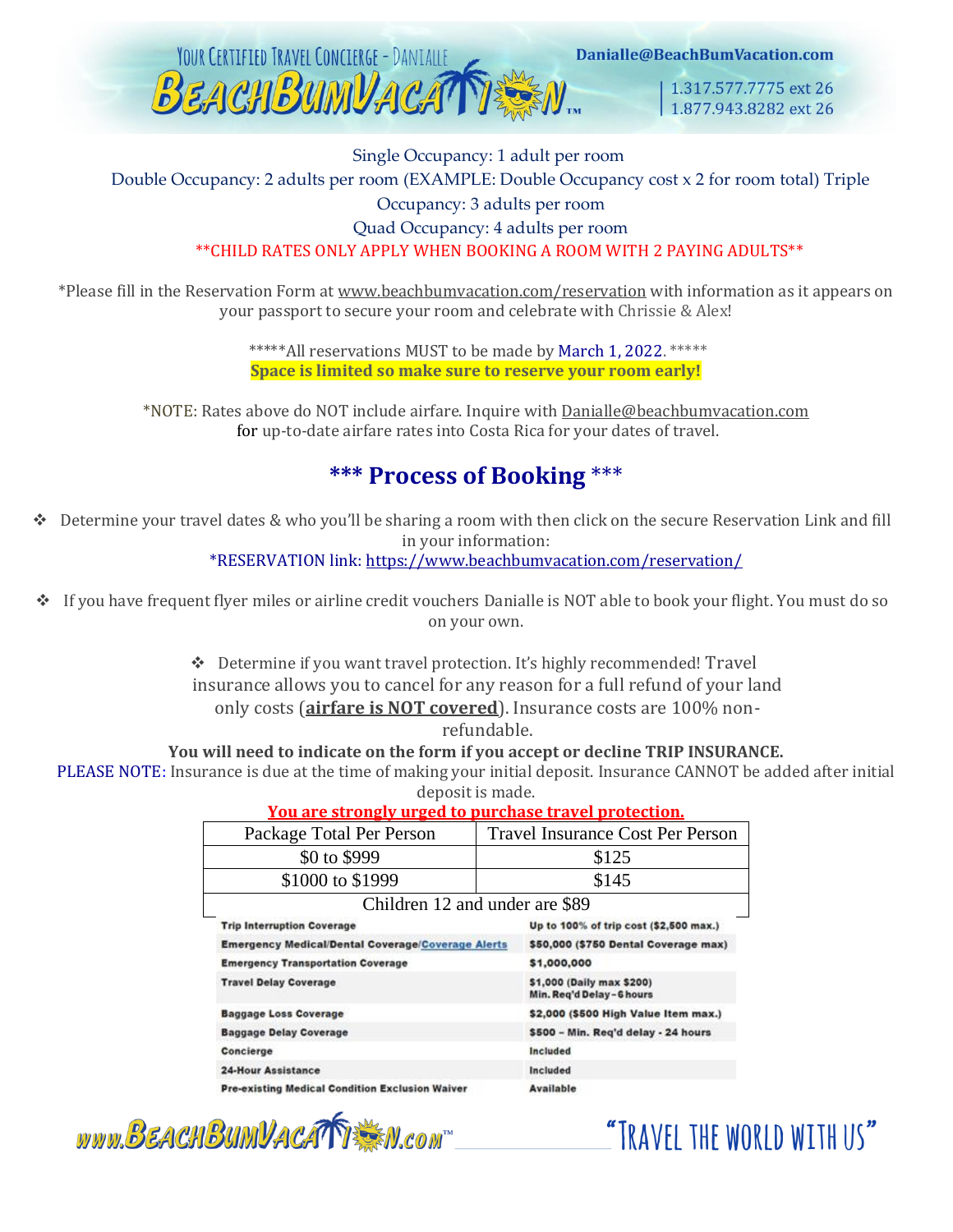Single Occupancy: 1 adult per room

Double Occupancy: 2 adults per room (EXAMPLE: Double Occupancy cost x 2 for room total) Triple Occupancy: 3 adults per room

Quad Occupancy: 4 adults per room

**CHILD RATES ONLY APPLY WHEN BOOKING A ROOM WITH 2 PAYING ADULTS**

*Please fill in the Reservation Form at www.beachbumvacation.com/reservation with information as it appears on your passport to secure your room and celebrate with Chrissie & Alex!

*****All reservations MUST to be made by March 1, 2022. *****

**Space is limited so make sure to reserve your room early!**

*NOTE: Rates above do NOT include airfare. Inquire with Danialle@beachbumvacation.com for up-to-date airfare rates into Costa Rica for your dates of travel.

## *** Process of Booking ***

- Determine your travel dates & who you'll be sharing a room with then click on the secure Reservation Link and fill in your information:
  *RESERVATION link: https://www.beachbumvacation.com/reservation/
- If you have frequent flyer miles or airline credit vouchers Danialle is NOT able to book your flight. You must do so on your own.
- Determine if you want travel protection. It's highly recommended! Travel insurance allows you to cancel for any reason for a full refund of your land only costs (**airfare is NOT covered**). Insurance costs are 100% non-refundable.

**You will need to indicate on the form if you accept or decline TRIP INSURANCE.**

PLEASE NOTE: Insurance is due at the time of making your initial deposit. Insurance CANNOT be added after initial deposit is made.

**You are strongly urged to purchase travel protection.**

| Package Total Per Person | Travel Insurance Cost Per Person |
|---|---|
| $0 to $999 | $125 |
| $1000 to $1999 | $145 |
| Children 12 and under are $89 | |

| | |
|---|---|
| **Trip Interruption Coverage** | **Up to 100% of trip cost ($2,500 max.)** |
| **Emergency Medical/Dental Coverage/Coverage Alerts** | **$50,000 ($750 Dental Coverage max)** |
| **Emergency Transportation Coverage** | **$1,000,000** |
| **Travel Delay Coverage** | **$1,000 (Daily max $200) Min. Req'd Delay - 6 hours** |
| **Baggage Loss Coverage** | **$2,000 ($500 High Value Item max.)** |
| **Baggage Delay Coverage** | **$500 - Min. Req'd delay - 24 hours** |
| **Concierge** | **Included** |
| **24-Hour Assistance** | **Included** |
| **Pre-existing Medical Condition Exclusion Waiver** | **Available** |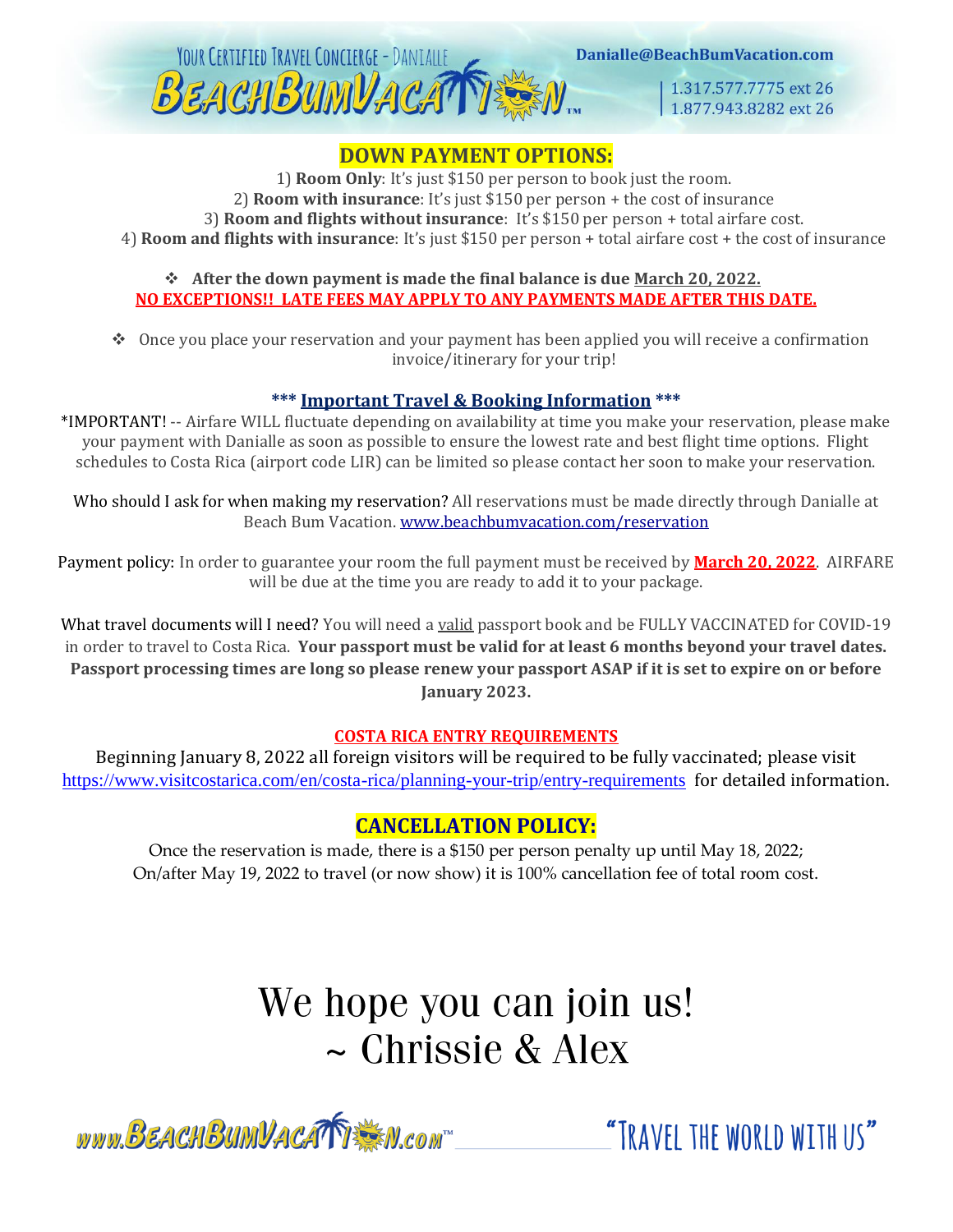Your Certified Travel Concierge - Danialle

BEACHBUMVACATION™

Danialle@BeachBumVacation.com

1.317.577.7775 ext 26
1.877.943.8282 ext 26

## DOWN PAYMENT OPTIONS:

1) **Room Only**: It's just $150 per person to book just the room.
2) **Room with insurance**: It's just $150 per person + the cost of insurance
3) **Room and flights without insurance**: It's $150 per person + total airfare cost.
4) **Room and flights with insurance**: It's just $150 per person + total airfare cost + the cost of insurance

- **After the down payment is made the final balance is due March 20, 2022.**
**NO EXCEPTIONS!! LATE FEES MAY APPLY TO ANY PAYMENTS MADE AFTER THIS DATE.**

- Once you place your reservation and your payment has been applied you will receive a confirmation invoice/itinerary for your trip!

### *** Important Travel & Booking Information ***

*IMPORTANT! -- Airfare WILL fluctuate depending on availability at time you make your reservation, please make your payment with Danialle as soon as possible to ensure the lowest rate and best flight time options. Flight schedules to Costa Rica (airport code LIR) can be limited so please contact her soon to make your reservation.

Who should I ask for when making my reservation? All reservations must be made directly through Danialle at Beach Bum Vacation. www.beachbumvacation.com/reservation

Payment policy: In order to guarantee your room the full payment must be received by **March 20, 2022**. AIRFARE will be due at the time you are ready to add it to your package.

What travel documents will I need? You will need a valid passport book and be FULLY VACCINATED for COVID-19 in order to travel to Costa Rica. **Your passport must be valid for at least 6 months beyond your travel dates. Passport processing times are long so please renew your passport ASAP if it is set to expire on or before January 2023.**

### COSTA RICA ENTRY REQUIREMENTS

Beginning January 8, 2022 all foreign visitors will be required to be fully vaccinated; please visit https://www.visitcostarica.com/en/costa-rica/planning-your-trip/entry-requirements for detailed information.

## CANCELLATION POLICY:

Once the reservation is made, there is a $150 per person penalty up until May 18, 2022;
On/after May 19, 2022 to travel (or now show) it is 100% cancellation fee of total room cost.

# We hope you can join us!
# ~ Chrissie & Alex

www.BEACHBUMVACATION.com™ "Travel the world with us"